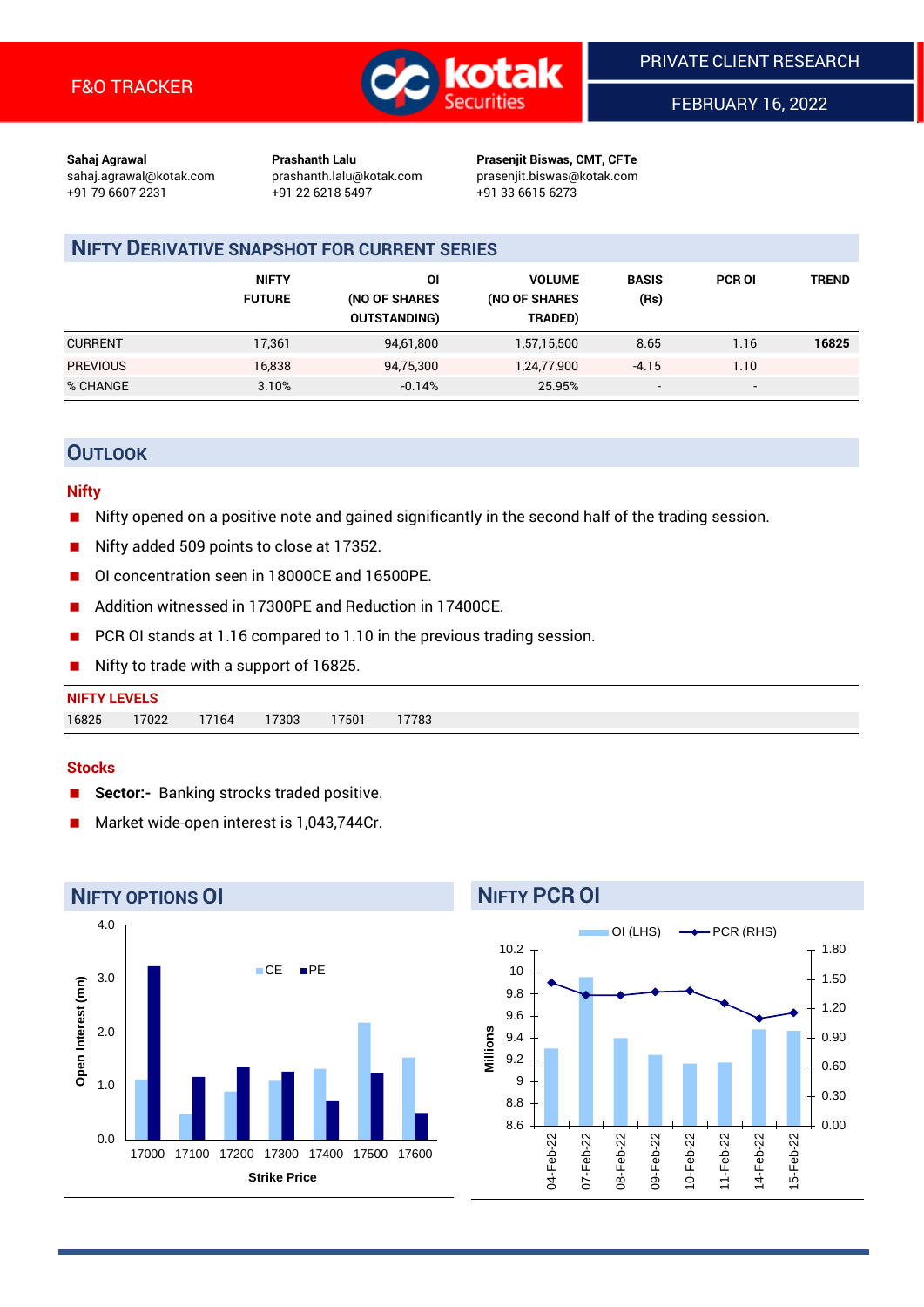F&O TRACKER

PRIVATE CLIENT RESEARCH

FEBRUARY 16, 2022

**Sahaj Agrawal**
sahaj.agrawal@kotak.com
+91 79 6607 2231

**Prashanth Lalu**
prashanth.lalu@kotak.com
+91 22 6218 5497

**Prasenjit Biswas, CMT, CFTe**
prasenjit.biswas@kotak.com
+91 33 6615 6273

## NIFTY DERIVATIVE SNAPSHOT FOR CURRENT SERIES

| | NIFTY FUTURE | OI (NO OF SHARES OUTSTANDING) | VOLUME (NO OF SHARES TRADED) | BASIS (Rs) | PCR OI | TREND |
|---|---|---|---|---|---|---|
| CURRENT | 17,361 | 94,61,800 | 1,57,15,500 | 8.65 | 1.16 | **16825** |
| PREVIOUS | 16,838 | 94,75,300 | 1,24,77,900 | -4.15 | 1.10 | |
| % CHANGE | 3.10% | -0.14% | 25.95% | - | - | |

## OUTLOOK

### Nifty

- Nifty opened on a positive note and gained significantly in the second half of the trading session.
- Nifty added 509 points to close at 17352.
- OI concentration seen in 18000CE and 16500PE.
- Addition witnessed in 17300PE and Reduction in 17400CE.
- PCR OI stands at 1.16 compared to 1.10 in the previous trading session.
- Nifty to trade with a support of 16825.

**NIFTY LEVELS**

| 16825 | 17022 | 17164 | 17303 | 17501 | 17783 |
|---|---|---|---|---|---|

### Stocks

- **Sector:-** Banking strocks traded positive.
- Market wide-open interest is 1,043,744Cr.

## NIFTY OPTIONS OI

Open Interest (mn) by Strike Price (CE / PE): strikes 17000, 17100, 17200, 17300, 17400, 17500, 17600

## NIFTY PCR OI

OI (LHS) in Millions and PCR (RHS): 04-Feb-22, 07-Feb-22, 08-Feb-22, 09-Feb-22, 10-Feb-22, 11-Feb-22, 14-Feb-22, 15-Feb-22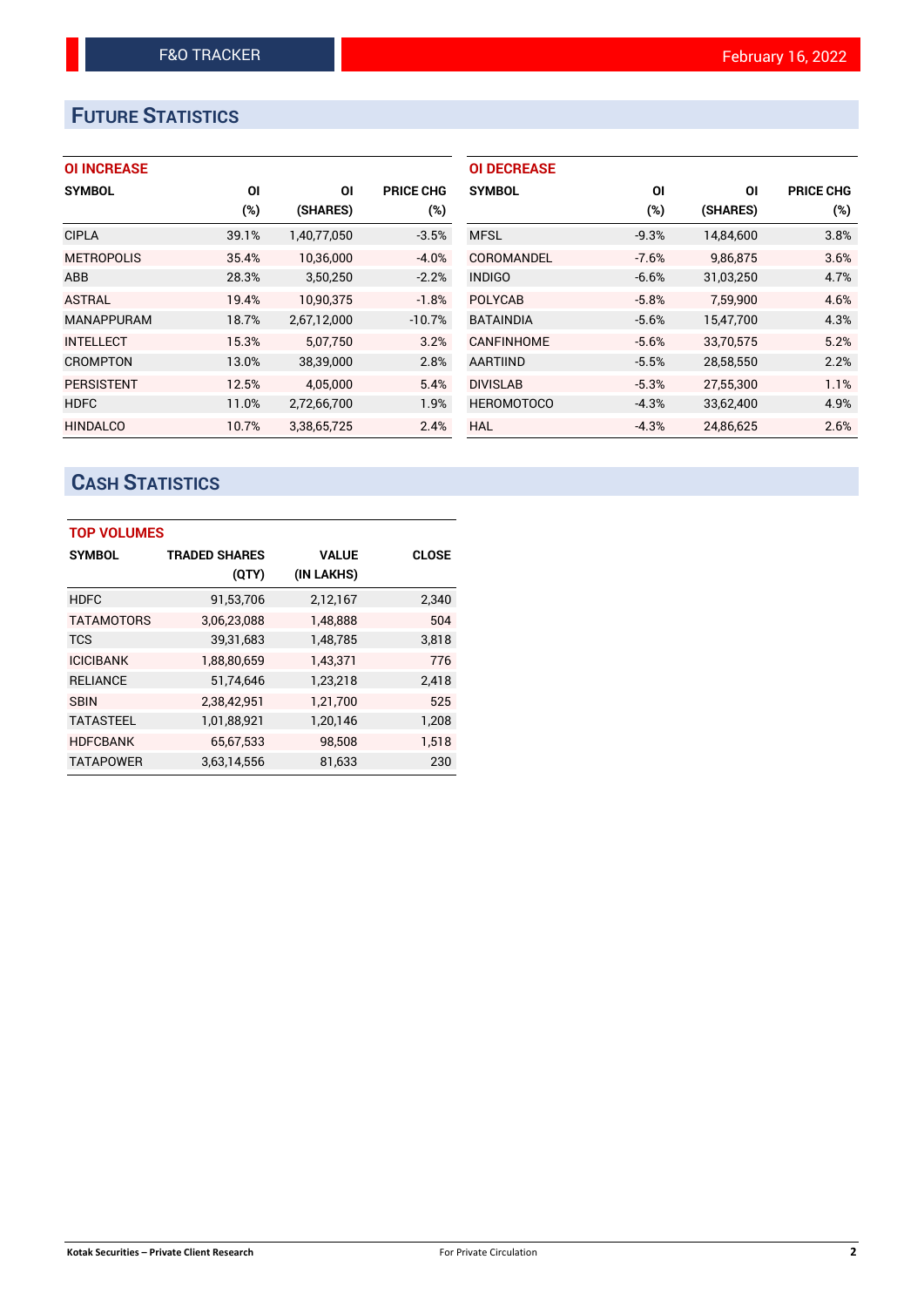# FUTURE STATISTICS

### OI INCREASE

| SYMBOL | OI (%) | OI (SHARES) | PRICE CHG (%) |
|---|---|---|---|
| CIPLA | 39.1% | 1,40,77,050 | -3.5% |
| METROPOLIS | 35.4% | 10,36,000 | -4.0% |
| ABB | 28.3% | 3,50,250 | -2.2% |
| ASTRAL | 19.4% | 10,90,375 | -1.8% |
| MANAPPURAM | 18.7% | 2,67,12,000 | -10.7% |
| INTELLECT | 15.3% | 5,07,750 | 3.2% |
| CROMPTON | 13.0% | 38,39,000 | 2.8% |
| PERSISTENT | 12.5% | 4,05,000 | 5.4% |
| HDFC | 11.0% | 2,72,66,700 | 1.9% |
| HINDALCO | 10.7% | 3,38,65,725 | 2.4% |

### OI DECREASE

| SYMBOL | OI (%) | OI (SHARES) | PRICE CHG (%) |
|---|---|---|---|
| MFSL | -9.3% | 14,84,600 | 3.8% |
| COROMANDEL | -7.6% | 9,86,875 | 3.6% |
| INDIGO | -6.6% | 31,03,250 | 4.7% |
| POLYCAB | -5.8% | 7,59,900 | 4.6% |
| BATAINDIA | -5.6% | 15,47,700 | 4.3% |
| CANFINHOME | -5.6% | 33,70,575 | 5.2% |
| AARTIIND | -5.5% | 28,58,550 | 2.2% |
| DIVISLAB | -5.3% | 27,55,300 | 1.1% |
| HEROMOTOCO | -4.3% | 33,62,400 | 4.9% |
| HAL | -4.3% | 24,86,625 | 2.6% |

# CASH STATISTICS

### TOP VOLUMES

| SYMBOL | TRADED SHARES (QTY) | VALUE (IN LAKHS) | CLOSE |
|---|---|---|---|
| HDFC | 91,53,706 | 2,12,167 | 2,340 |
| TATAMOTORS | 3,06,23,088 | 1,48,888 | 504 |
| TCS | 39,31,683 | 1,48,785 | 3,818 |
| ICICIBANK | 1,88,80,659 | 1,43,371 | 776 |
| RELIANCE | 51,74,646 | 1,23,218 | 2,418 |
| SBIN | 2,38,42,951 | 1,21,700 | 525 |
| TATASTEEL | 1,01,88,921 | 1,20,146 | 1,208 |
| HDFCBANK | 65,67,533 | 98,508 | 1,518 |
| TATAPOWER | 3,63,14,556 | 81,633 | 230 |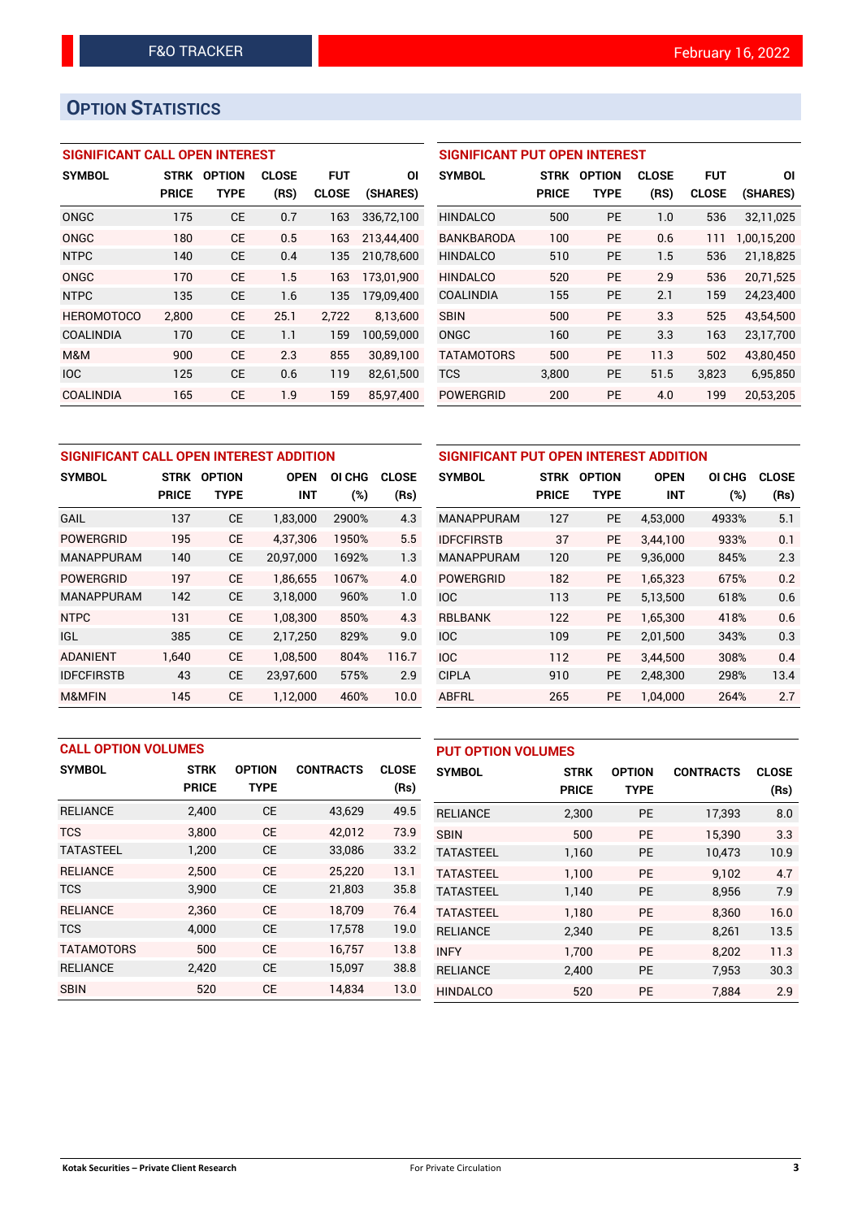# OPTION STATISTICS

## SIGNIFICANT CALL OPEN INTEREST

| SYMBOL | STRK PRICE | OPTION TYPE | CLOSE (RS) | FUT CLOSE | OI (SHARES) |
|---|---|---|---|---|---|
| ONGC | 175 | CE | 0.7 | 163 | 336,72,100 |
| ONGC | 180 | CE | 0.5 | 163 | 213,44,400 |
| NTPC | 140 | CE | 0.4 | 135 | 210,78,600 |
| ONGC | 170 | CE | 1.5 | 163 | 173,01,900 |
| NTPC | 135 | CE | 1.6 | 135 | 179,09,400 |
| HEROMOTOCO | 2,800 | CE | 25.1 | 2,722 | 8,13,600 |
| COALINDIA | 170 | CE | 1.1 | 159 | 100,59,000 |
| M&M | 900 | CE | 2.3 | 855 | 30,89,100 |
| IOC | 125 | CE | 0.6 | 119 | 82,61,500 |
| COALINDIA | 165 | CE | 1.9 | 159 | 85,97,400 |

## SIGNIFICANT PUT OPEN INTEREST

| SYMBOL | STRK PRICE | OPTION TYPE | CLOSE (RS) | FUT CLOSE | OI (SHARES) |
|---|---|---|---|---|---|
| HINDALCO | 500 | PE | 1.0 | 536 | 32,11,025 |
| BANKBARODA | 100 | PE | 0.6 | 111 | 1,00,15,200 |
| HINDALCO | 510 | PE | 1.5 | 536 | 21,18,825 |
| HINDALCO | 520 | PE | 2.9 | 536 | 20,71,525 |
| COALINDIA | 155 | PE | 2.1 | 159 | 24,23,400 |
| SBIN | 500 | PE | 3.3 | 525 | 43,54,500 |
| ONGC | 160 | PE | 3.3 | 163 | 23,17,700 |
| TATAMOTORS | 500 | PE | 11.3 | 502 | 43,80,450 |
| TCS | 3,800 | PE | 51.5 | 3,823 | 6,95,850 |
| POWERGRID | 200 | PE | 4.0 | 199 | 20,53,205 |

## SIGNIFICANT CALL OPEN INTEREST ADDITION

| SYMBOL | STRK PRICE | OPTION TYPE | OPEN INT | OI CHG (%) | CLOSE (Rs) |
|---|---|---|---|---|---|
| GAIL | 137 | CE | 1,83,000 | 2900% | 4.3 |
| POWERGRID | 195 | CE | 4,37,306 | 1950% | 5.5 |
| MANAPPURAM | 140 | CE | 20,97,000 | 1692% | 1.3 |
| POWERGRID | 197 | CE | 1,86,655 | 1067% | 4.0 |
| MANAPPURAM | 142 | CE | 3,18,000 | 960% | 1.0 |
| NTPC | 131 | CE | 1,08,300 | 850% | 4.3 |
| IGL | 385 | CE | 2,17,250 | 829% | 9.0 |
| ADANIENT | 1,640 | CE | 1,08,500 | 804% | 116.7 |
| IDFCFIRSTB | 43 | CE | 23,97,600 | 575% | 2.9 |
| M&MFIN | 145 | CE | 1,12,000 | 460% | 10.0 |

## SIGNIFICANT PUT OPEN INTEREST ADDITION

| SYMBOL | STRK PRICE | OPTION TYPE | OPEN INT | OI CHG (%) | CLOSE (Rs) |
|---|---|---|---|---|---|
| MANAPPURAM | 127 | PE | 4,53,000 | 4933% | 5.1 |
| IDFCFIRSTB | 37 | PE | 3,44,100 | 933% | 0.1 |
| MANAPPURAM | 120 | PE | 9,36,000 | 845% | 2.3 |
| POWERGRID | 182 | PE | 1,65,323 | 675% | 0.2 |
| IOC | 113 | PE | 5,13,500 | 618% | 0.6 |
| RBLBANK | 122 | PE | 1,65,300 | 418% | 0.6 |
| IOC | 109 | PE | 2,01,500 | 343% | 0.3 |
| IOC | 112 | PE | 3,44,500 | 308% | 0.4 |
| CIPLA | 910 | PE | 2,48,300 | 298% | 13.4 |
| ABFRL | 265 | PE | 1,04,000 | 264% | 2.7 |

## CALL OPTION VOLUMES

| SYMBOL | STRK PRICE | OPTION TYPE | CONTRACTS | CLOSE (Rs) |
|---|---|---|---|---|
| RELIANCE | 2,400 | CE | 43,629 | 49.5 |
| TCS | 3,800 | CE | 42,012 | 73.9 |
| TATASTEEL | 1,200 | CE | 33,086 | 33.2 |
| RELIANCE | 2,500 | CE | 25,220 | 13.1 |
| TCS | 3,900 | CE | 21,803 | 35.8 |
| RELIANCE | 2,360 | CE | 18,709 | 76.4 |
| TCS | 4,000 | CE | 17,578 | 19.0 |
| TATAMOTORS | 500 | CE | 16,757 | 13.8 |
| RELIANCE | 2,420 | CE | 15,097 | 38.8 |
| SBIN | 520 | CE | 14,834 | 13.0 |

## PUT OPTION VOLUMES

| SYMBOL | STRK PRICE | OPTION TYPE | CONTRACTS | CLOSE (Rs) |
|---|---|---|---|---|
| RELIANCE | 2,300 | PE | 17,393 | 8.0 |
| SBIN | 500 | PE | 15,390 | 3.3 |
| TATASTEEL | 1,160 | PE | 10,473 | 10.9 |
| TATASTEEL | 1,100 | PE | 9,102 | 4.7 |
| TATASTEEL | 1,140 | PE | 8,956 | 7.9 |
| TATASTEEL | 1,180 | PE | 8,360 | 16.0 |
| RELIANCE | 2,340 | PE | 8,261 | 13.5 |
| INFY | 1,700 | PE | 8,202 | 11.3 |
| RELIANCE | 2,400 | PE | 7,953 | 30.3 |
| HINDALCO | 520 | PE | 7,884 | 2.9 |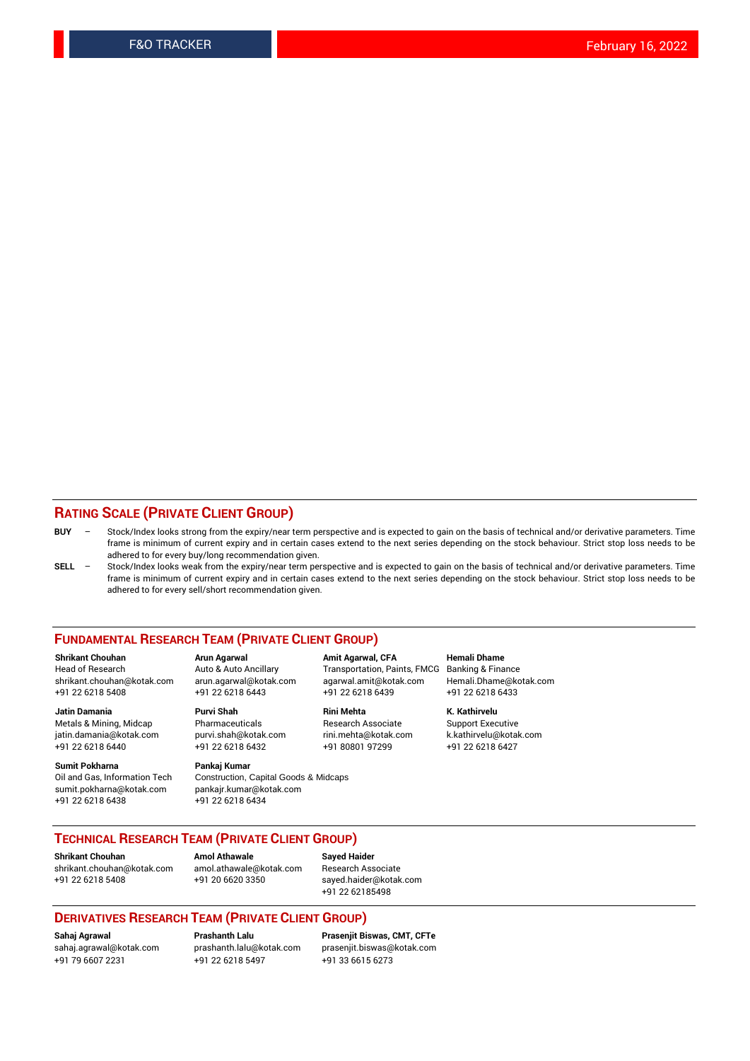## RATING SCALE (PRIVATE CLIENT GROUP)

**BUY** – Stock/Index looks strong from the expiry/near term perspective and is expected to gain on the basis of technical and/or derivative parameters. Time frame is minimum of current expiry and in certain cases extend to the next series depending on the stock behaviour. Strict stop loss needs to be adhered to for every buy/long recommendation given.

**SELL** – Stock/Index looks weak from the expiry/near term perspective and is expected to gain on the basis of technical and/or derivative parameters. Time frame is minimum of current expiry and in certain cases extend to the next series depending on the stock behaviour. Strict stop loss needs to be adhered to for every sell/short recommendation given.

## FUNDAMENTAL RESEARCH TEAM (PRIVATE CLIENT GROUP)

**Shrikant Chouhan**
Head of Research
shrikant.chouhan@kotak.com
+91 22 6218 5408

**Arun Agarwal**
Auto & Auto Ancillary
arun.agarwal@kotak.com
+91 22 6218 6443

**Amit Agarwal, CFA**
Transportation, Paints, FMCG
agarwal.amit@kotak.com
+91 22 6218 6439

**Hemali Dhame**
Banking & Finance
Hemali.Dhame@kotak.com
+91 22 6218 6433

**Jatin Damania**
Metals & Mining, Midcap
jatin.damania@kotak.com
+91 22 6218 6440

**Purvi Shah**
Pharmaceuticals
purvi.shah@kotak.com
+91 22 6218 6432

**Rini Mehta**
Research Associate
rini.mehta@kotak.com
+91 80801 97299

**K. Kathirvelu**
Support Executive
k.kathirvelu@kotak.com
+91 22 6218 6427

**Sumit Pokharna**
Oil and Gas, Information Tech
sumit.pokharna@kotak.com
+91 22 6218 6438

**Pankaj Kumar**
Construction, Capital Goods & Midcaps
pankajr.kumar@kotak.com
+91 22 6218 6434

## TECHNICAL RESEARCH TEAM (PRIVATE CLIENT GROUP)

**Shrikant Chouhan**
shrikant.chouhan@kotak.com
+91 22 6218 5408

**Amol Athawale**
amol.athawale@kotak.com
+91 20 6620 3350

**Sayed Haider**
Research Associate
sayed.haider@kotak.com
+91 22 62185498

## DERIVATIVES RESEARCH TEAM (PRIVATE CLIENT GROUP)

**Sahaj Agrawal**
sahaj.agrawal@kotak.com
+91 79 6607 2231

**Prashanth Lalu**
prashanth.lalu@kotak.com
+91 22 6218 5497

**Prasenjit Biswas, CMT, CFTe**
prasenjit.biswas@kotak.com
+91 33 6615 6273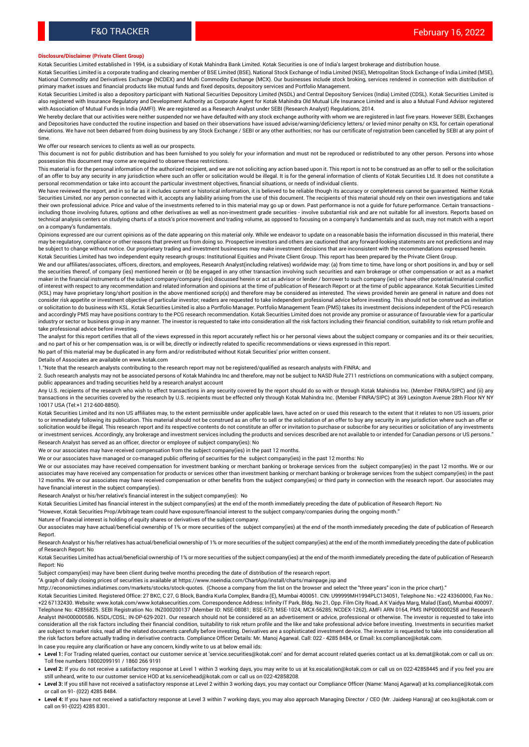#### Disclosure/Disclaimer (Private Client Group)

Kotak Securities Limited established in 1994, is a subsidiary of Kotak Mahindra Bank Limited. Kotak Securities is one of India's largest brokerage and distribution house.

Kotak Securities Limited is a corporate trading and clearing member of BSE Limited (BSE), National Stock Exchange of India Limited (NSE), Metropolitan Stock Exchange of India Limited (MSE), National Commodity and Derivatives Exchange (NCDEX) and Multi Commodity Exchange (MCX). Our businesses include stock broking, services rendered in connection with distribution of primary market issues and financial products like mutual funds and fixed deposits, depository services and Portfolio Management.

Kotak Securities Limited is also a depository participant with National Securities Depository Limited (NSDL) and Central Depository Services (India) Limited (CDSL). Kotak Securities Limited is also registered with Insurance Regulatory and Development Authority as Corporate Agent for Kotak Mahindra Old Mutual Life Insurance Limited and is also a Mutual Fund Advisor registered with Association of Mutual Funds in India (AMFI). We are registered as a Research Analyst under SEBI (Research Analyst) Regulations, 2014.

We hereby declare that our activities were neither suspended nor we have defaulted with any stock exchange authority with whom we are registered in last five years. However SEBI, Exchanges and Depositories have conducted the routine inspection and based on their observations have issued advise/warning/deficiency letters/ or levied minor penalty on KSL for certain operational deviations. We have not been debarred from doing business by any Stock Exchange / SEBI or any other authorities; nor has our certificate of registration been cancelled by SEBI at any point of time.

We offer our research services to clients as well as our prospects.

This document is not for public distribution and has been furnished to you solely for your information and must not be reproduced or redistributed to any other person. Persons into whose possession this document may come are required to observe these restrictions.

This material is for the personal information of the authorized recipient, and we are not soliciting any action based upon it. This report is not to be construed as an offer to sell or the solicitation of an offer to buy any security in any jurisdiction where such an offer or solicitation would be illegal. It is for the general information of clients of Kotak Securities Ltd. It does not constitute a personal recommendation or take into account the particular investment objectives, financial situations, or needs of individual clients.

We have reviewed the report, and in so far as it includes current or historical information, it is believed to be reliable though its accuracy or completeness cannot be guaranteed. Neither Kotak Securities Limited, nor any person connected with it, accepts any liability arising from the use of this document. The recipients of this material should rely on their own investigations and take their own professional advice. Price and value of the investments referred to in this material may go up or down. Past performance is not a guide for future performance. Certain transactions - including those involving futures, options and other derivatives as well as non-investment grade securities - involve substantial risk and are not suitable for all investors. Reports based on technical analysis centers on studying charts of a stock's price movement and trading volume, as opposed to focusing on a company's fundamentals and as such, may not match with a report on a company's fundamentals.

Opinions expressed are our current opinions as of the date appearing on this material only. While we endeavor to update on a reasonable basis the information discussed in this material, there may be regulatory, compliance or other reasons that prevent us from doing so. Prospective investors and others are cautioned that any forward-looking statements are not predictions and may be subject to change without notice. Our proprietary trading and investment businesses may make investment decisions that are inconsistent with the recommendations expressed herein.

Kotak Securities Limited has two independent equity research groups: Institutional Equities and Private Client Group. This report has been prepared by the Private Client Group.

We and our affiliates/associates, officers, directors, and employees, Research Analyst(including relatives) worldwide may: (a) from time to time, have long or short positions in, and buy or sell the securities thereof, of company (ies) mentioned herein or (b) be engaged in any other transaction involving such securities and earn brokerage or other compensation or act as a market maker in the financial instruments of the subject company/company (ies) discussed herein or act as advisor or lender / borrower to such company (ies) or have other potential/material conflict of interest with respect to any recommendation and related information and opinions at the time of publication of Research Report or at the time of public appearance. Kotak Securities Limited (KSL) may have proprietary long/short position in the above mentioned scrip(s) and therefore may be considered as interested. The views provided herein are general in nature and does not consider risk appetite or investment objective of particular investor; readers are requested to take independent professional advice before investing. This should not be construed as invitation or solicitation to do business with KSL. Kotak Securities Limited is also a Portfolio Manager. Portfolio Management Team (PMS) takes its investment decisions independent of the PCG research and accordingly PMS may have positions contrary to the PCG research recommendation. Kotak Securities Limited does not provide any promise or assurance of favourable view for a particular industry or sector or business group in any manner. The investor is requested to take into consideration all the risk factors including their financial condition, suitability to risk return profile and take professional advice before investing.

The analyst for this report certifies that all of the views expressed in this report accurately reflect his or her personal views about the subject company or companies and its or their securities, and no part of his or her compensation was, is or will be, directly or indirectly related to specific recommendations or views expressed in this report.

No part of this material may be duplicated in any form and/or redistributed without Kotak Securities' prior written consent.

Details of Associates are available on www.kotak.com

1."Note that the research analysts contributing to the research report may not be registered/qualified as research analysts with FINRA; and

2. Such research analysts may not be associated persons of Kotak Mahindra Inc and therefore, may not be subject to NASD Rule 2711 restrictions on communications with a subject company, public appearances and trading securities held by a research analyst account

Any U.S. recipients of the research who wish to effect transactions in any security covered by the report should do so with or through Kotak Mahindra Inc. (Member FINRA/SIPC) and (ii) any transactions in the securities covered by the research by U.S. recipients must be effected only through Kotak Mahindra Inc. (Member FINRA/SIPC) at 369 Lexington Avenue 28th Floor NY NY 10017 USA (Tel:+1 212-600-8850).

Kotak Securities Limited and its non US affiliates may, to the extent permissible under applicable laws, have acted on or used this research to the extent that it relates to non US issuers, prior to or immediately following its publication. This material should not be construed as an offer to sell or the solicitation of an offer to buy any security in any jurisdiction where such an offer or solicitation would be illegal. This research report and its respective contents do not constitute an offer or invitation to purchase or subscribe for any securities or solicitation of any investments or investment services. Accordingly, any brokerage and investment services including the products and services described are not available to or intended for Canadian persons or US persons."

Research Analyst has served as an officer, director or employee of subject company(ies): No

We or our associates may have received compensation from the subject company(ies) in the past 12 months.

We or our associates have managed or co-managed public offering of securities for the subject company(ies) in the past 12 months: No

We or our associates may have received compensation for investment banking or merchant banking or brokerage services from the subject company(ies) in the past 12 months. We or our associates may have received any compensation for products or services other than investment banking or merchant banking or brokerage services from the subject company(ies) in the past 12 months. We or our associates may have received compensation or other benefits from the subject company(ies) or third party in connection with the research report. Our associates may have financial interest in the subject company(ies).

Research Analyst or his/her relative's financial interest in the subject company(ies): No

Kotak Securities Limited has financial interest in the subject company(ies) at the end of the month immediately preceding the date of publication of Research Report: No

"However, Kotak Securities Prop/Arbitrage team could have exposure/financial interest to the subject company/companies during the ongoing month."

Nature of financial interest is holding of equity shares or derivatives of the subject company.

Our associates may have actual/beneficial ownership of 1% or more securities of the subject company(ies) at the end of the month immediately preceding the date of publication of Research Report.

Research Analyst or his/her relatives has actual/beneficial ownership of 1% or more securities of the subject company(ies) at the end of the month immediately preceding the date of publication of Research Report: No

Kotak Securities Limited has actual/beneficial ownership of 1% or more securities of the subject company(ies) at the end of the month immediately preceding the date of publication of Research Report: No

Subject company(ies) may have been client during twelve months preceding the date of distribution of the research report.

"A graph of daily closing prices of securities is available at https://www.nseindia.com/ChartApp/install/charts/mainpage.jsp and

http://economictimes.indiatimes.com/markets/stocks/stock-quotes. (Choose a company from the list on the browser and select the "three years" icon in the price chart)."

Kotak Securities Limited. Registered Office: 27 BKC, C 27, G Block, Bandra Kurla Complex, Bandra (E), Mumbai 400051. CIN: U99999MH1994PLC134051, Telephone No.: +22 43360000, Fax No.: +22 67132430. Website: www.kotak.com/www.kotaksecurities.com. Correspondence Address: Infinity IT Park, Bldg. No 21, Opp. Film City Road, A K Vaidya Marg, Malad (East), Mumbai 400097. Telephone No: 42856825. SEBI Registration No: INZ000200137 (Member ID: NSE-08081; BSE-673; MSE-1024; MCX-56285; NCDEX-1262), AMFI ARN 0164, PMS INP000000258 and Research Analyst INH000000586. NSDL/CDSL: IN-DP-629-2021. Our research should not be considered as an advertisement or advice, professional or otherwise. The investor is requested to take into consideration all the risk factors including their financial condition, suitability to risk return profile and the like and take professional advice before investing. Investments in securities market are subject to market risks, read all the related documents carefully before investing. Derivatives are a sophisticated investment device. The investor is requested to take into consideration all the risk factors before actually trading in derivative contracts. Compliance Officer Details: Mr. Manoj Agarwal. Call: 022 - 4285 8484, or Email: ks.compliance@kotak.com.

In case you require any clarification or have any concern, kindly write to us at below email ids:

- **Level 1:** For Trading related queries, contact our customer service at 'service.securities@kotak.com' and for demat account related queries contact us at ks.demat@kotak.com or call us on: Toll free numbers 18002099191 / 1860 266 9191
- **Level 2:** If you do not receive a satisfactory response at Level 1 within 3 working days, you may write to us at ks.escalation@kotak.com or call us on 022-42858445 and if you feel you are still unheard, write to our customer service HOD at ks.servicehead@kotak.com or call us on 022-42858208.
- **Level 3:** If you still have not received a satisfactory response at Level 2 within 3 working days, you may contact our Compliance Officer (Name: Manoj Agarwal) at ks.compliance@kotak.com or call on 91- (022) 4285 8484.
- **Level 4:** If you have not received a satisfactory response at Level 3 within 7 working days, you may also approach Managing Director / CEO (Mr. Jaideep Hansraj) at ceo.ks@kotak.com or call on 91-(022) 4285 8301.